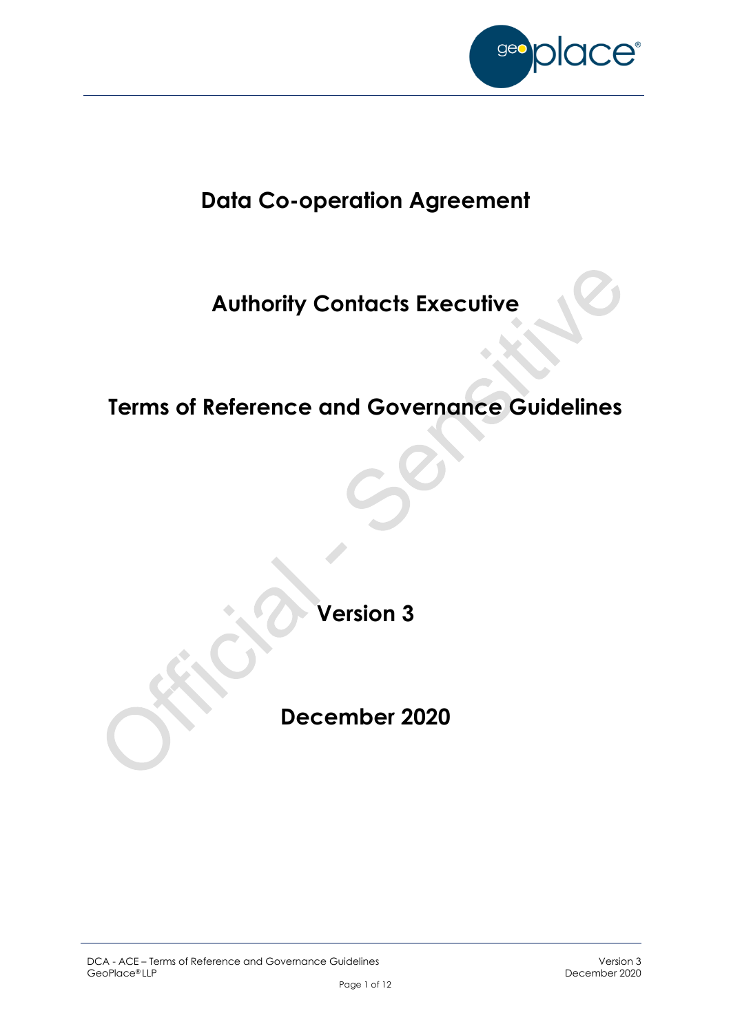# Data Co-operation Agreement

# Authority Contacts Executive

# Terms of Reference and Governance Guidelines

**Version 3**

**December 2020**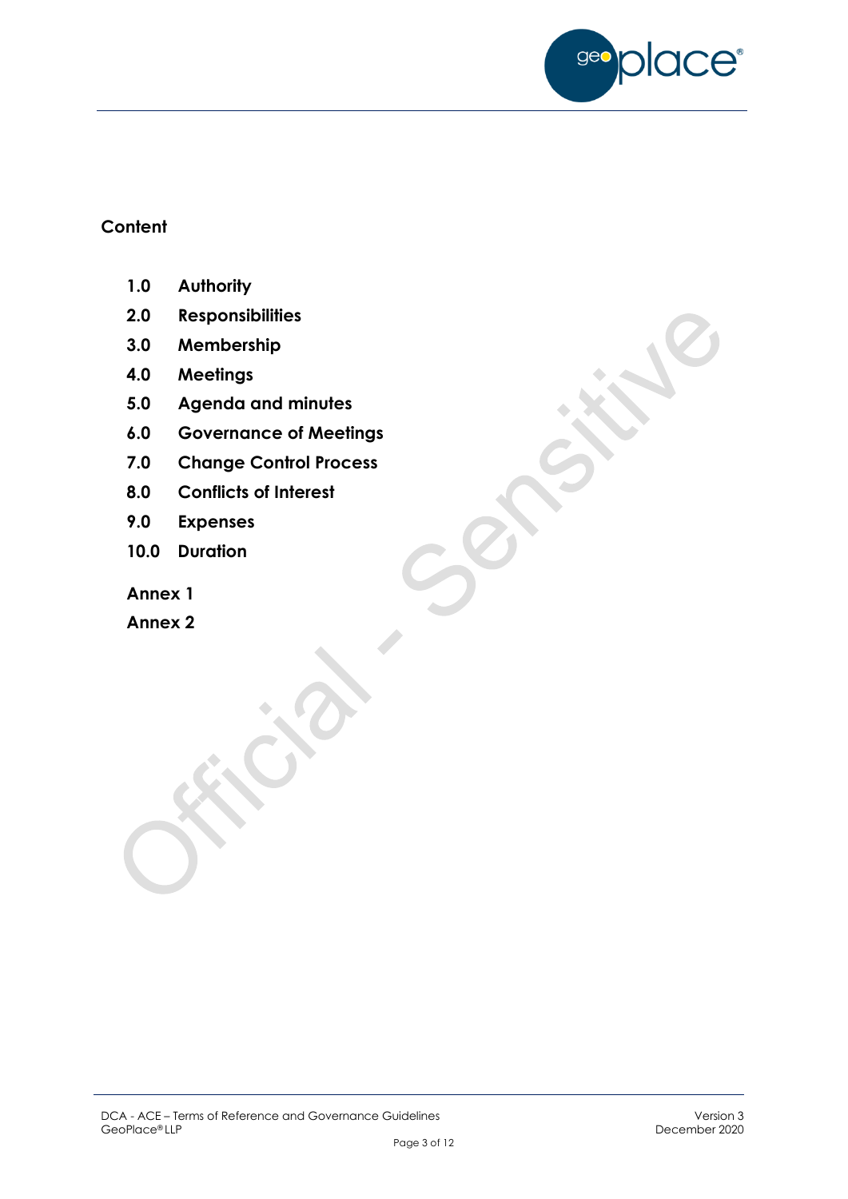## Content

1.0 **Authority**

2.0 **Responsibilities**

3.0 **Membership**

4.0 **Meetings**

5.0 **Agenda and minutes**

6.0 **Governance of Meetings**

7.0 **Change Control Process**

8.0 **Conflicts of Interest**

9.0 **Expenses**

10.0 **Duration**

**Annex 1**

**Annex 2**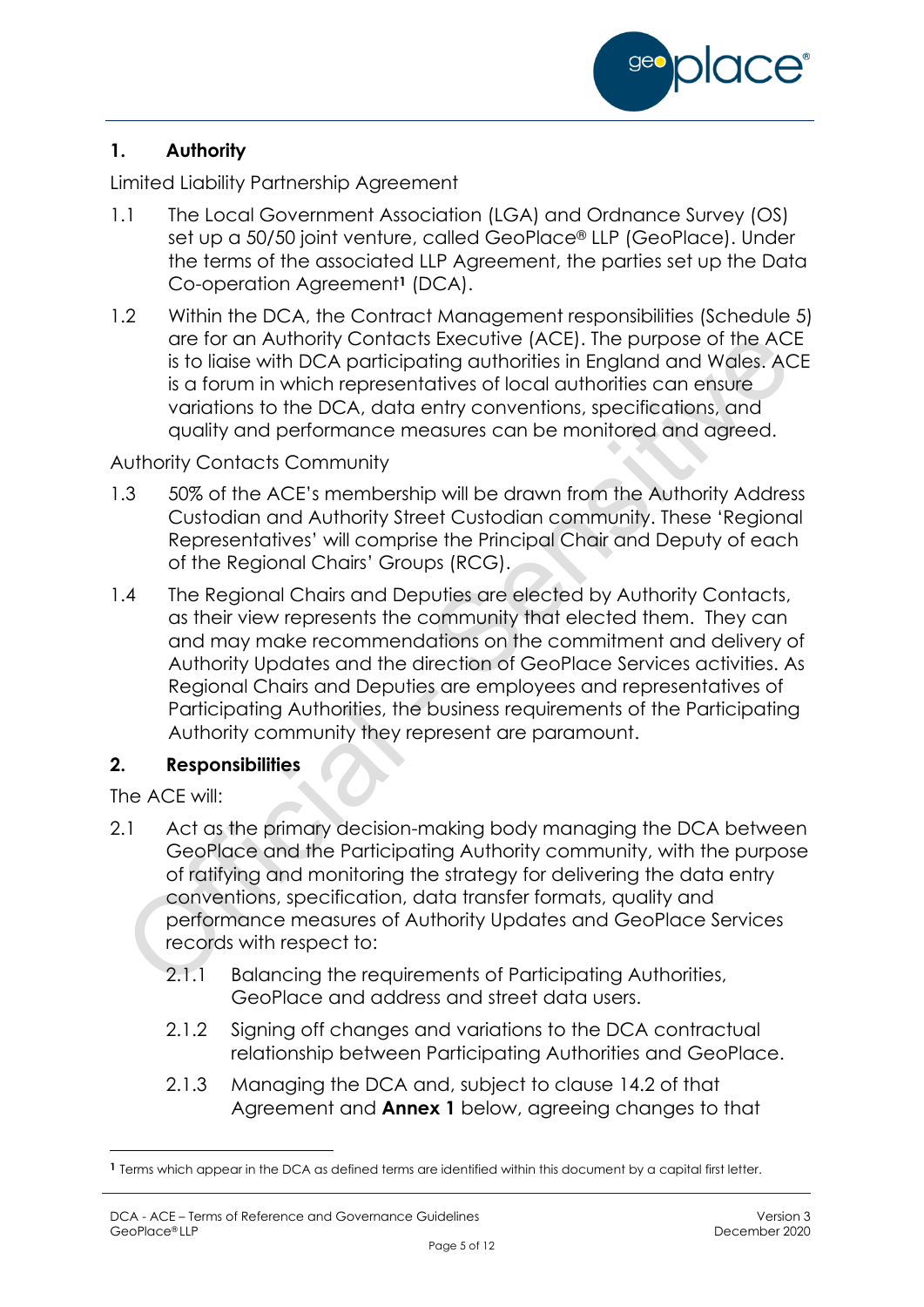## 1. Authority

Limited Liability Partnership Agreement

1.1 The Local Government Association (LGA) and Ordnance Survey (OS) set up a 50/50 joint venture, called GeoPlace® LLP (GeoPlace). Under the terms of the associated LLP Agreement, the parties set up the Data Co-operation Agreement[1] (DCA).

1.2 Within the DCA, the Contract Management responsibilities (Schedule 5) are for an Authority Contacts Executive (ACE). The purpose of the ACE is to liaise with DCA participating authorities in England and Wales. ACE is a forum in which representatives of local authorities can ensure variations to the DCA, data entry conventions, specifications, and quality and performance measures can be monitored and agreed.

Authority Contacts Community

1.3 50% of the ACE's membership will be drawn from the Authority Address Custodian and Authority Street Custodian community. These 'Regional Representatives' will comprise the Principal Chair and Deputy of each of the Regional Chairs' Groups (RCG).

1.4 The Regional Chairs and Deputies are elected by Authority Contacts, as their view represents the community that elected them. They can and may make recommendations on the commitment and delivery of Authority Updates and the direction of GeoPlace Services activities. As Regional Chairs and Deputies are employees and representatives of Participating Authorities, the business requirements of the Participating Authority community they represent are paramount.

## 2. Responsibilities

The ACE will:

2.1 Act as the primary decision-making body managing the DCA between GeoPlace and the Participating Authority community, with the purpose of ratifying and monitoring the strategy for delivering the data entry conventions, specification, data transfer formats, quality and performance measures of Authority Updates and GeoPlace Services records with respect to:

2.1.1 Balancing the requirements of Participating Authorities, GeoPlace and address and street data users.

2.1.2 Signing off changes and variations to the DCA contractual relationship between Participating Authorities and GeoPlace.

2.1.3 Managing the DCA and, subject to clause 14.2 of that Agreement and **Annex 1** below, agreeing changes to that

[1] Terms which appear in the DCA as defined terms are identified within this document by a capital first letter.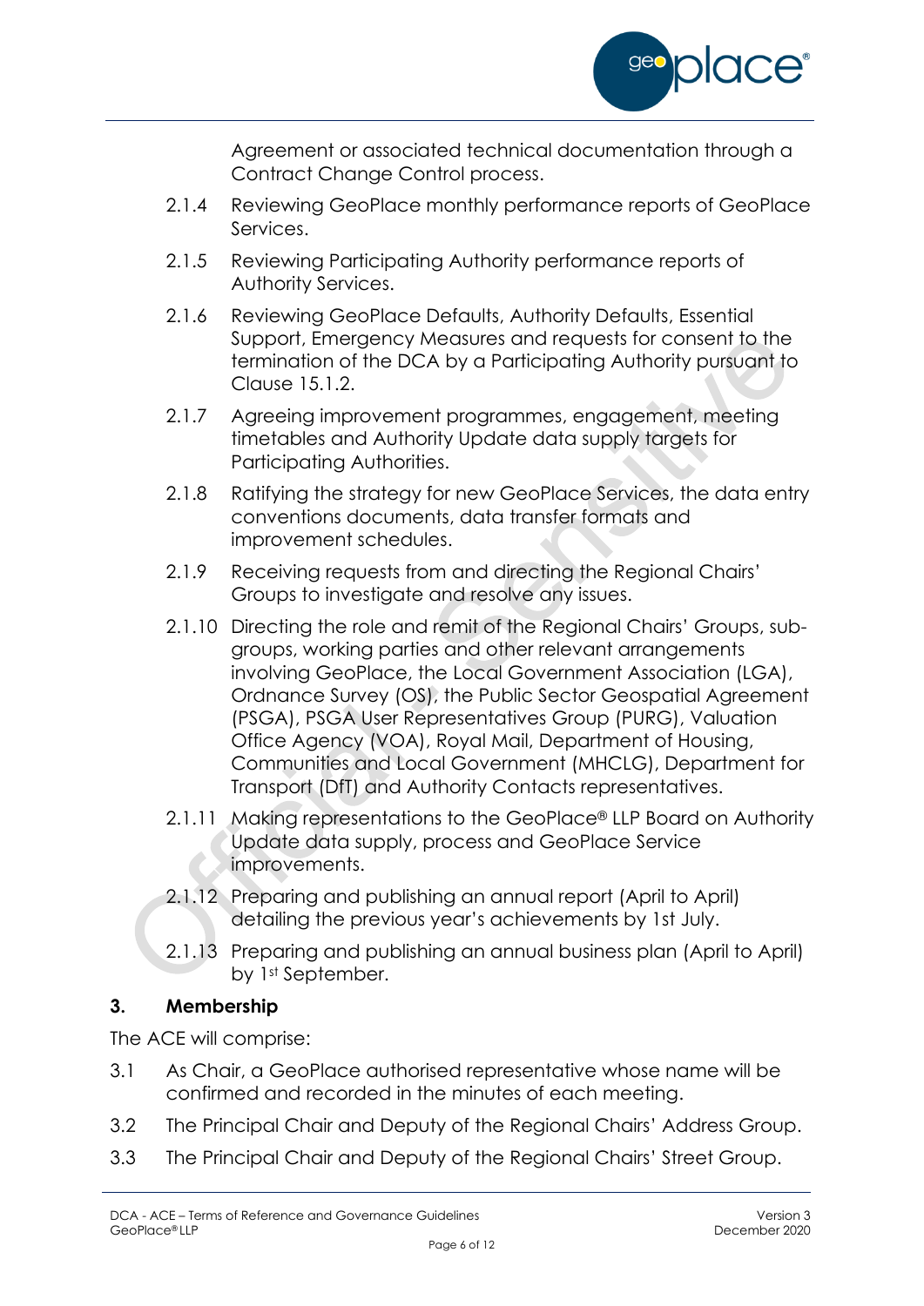Agreement or associated technical documentation through a Contract Change Control process.

2.1.4 Reviewing GeoPlace monthly performance reports of GeoPlace Services.

2.1.5 Reviewing Participating Authority performance reports of Authority Services.

2.1.6 Reviewing GeoPlace Defaults, Authority Defaults, Essential Support, Emergency Measures and requests for consent to the termination of the DCA by a Participating Authority pursuant to Clause 15.1.2.

2.1.7 Agreeing improvement programmes, engagement, meeting timetables and Authority Update data supply targets for Participating Authorities.

2.1.8 Ratifying the strategy for new GeoPlace Services, the data entry conventions documents, data transfer formats and improvement schedules.

2.1.9 Receiving requests from and directing the Regional Chairs' Groups to investigate and resolve any issues.

2.1.10 Directing the role and remit of the Regional Chairs' Groups, sub-groups, working parties and other relevant arrangements involving GeoPlace, the Local Government Association (LGA), Ordnance Survey (OS), the Public Sector Geospatial Agreement (PSGA), PSGA User Representatives Group (PURG), Valuation Office Agency (VOA), Royal Mail, Department of Housing, Communities and Local Government (MHCLG), Department for Transport (DfT) and Authority Contacts representatives.

2.1.11 Making representations to the GeoPlace® LLP Board on Authority Update data supply, process and GeoPlace Service improvements.

2.1.12 Preparing and publishing an annual report (April to April) detailing the previous year's achievements by 1st July.

2.1.13 Preparing and publishing an annual business plan (April to April) by 1st September.

## 3. Membership

The ACE will comprise:

3.1 As Chair, a GeoPlace authorised representative whose name will be confirmed and recorded in the minutes of each meeting.

3.2 The Principal Chair and Deputy of the Regional Chairs' Address Group.

3.3 The Principal Chair and Deputy of the Regional Chairs' Street Group.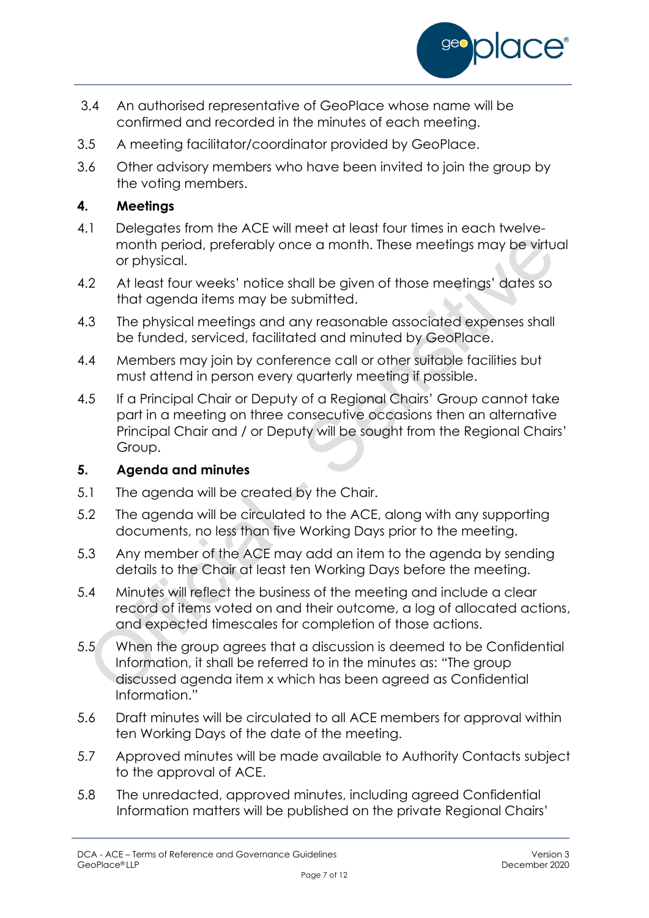3.4 An authorised representative of GeoPlace whose name will be confirmed and recorded in the minutes of each meeting.

3.5 A meeting facilitator/coordinator provided by GeoPlace.

3.6 Other advisory members who have been invited to join the group by the voting members.

## 4. Meetings

4.1 Delegates from the ACE will meet at least four times in each twelve-month period, preferably once a month. These meetings may be virtual or physical.

4.2 At least four weeks' notice shall be given of those meetings' dates so that agenda items may be submitted.

4.3 The physical meetings and any reasonable associated expenses shall be funded, serviced, facilitated and minuted by GeoPlace.

4.4 Members may join by conference call or other suitable facilities but must attend in person every quarterly meeting if possible.

4.5 If a Principal Chair or Deputy of a Regional Chairs' Group cannot take part in a meeting on three consecutive occasions then an alternative Principal Chair and / or Deputy will be sought from the Regional Chairs' Group.

## 5. Agenda and minutes

5.1 The agenda will be created by the Chair.

5.2 The agenda will be circulated to the ACE, along with any supporting documents, no less than five Working Days prior to the meeting.

5.3 Any member of the ACE may add an item to the agenda by sending details to the Chair at least ten Working Days before the meeting.

5.4 Minutes will reflect the business of the meeting and include a clear record of items voted on and their outcome, a log of allocated actions, and expected timescales for completion of those actions.

5.5 When the group agrees that a discussion is deemed to be Confidential Information, it shall be referred to in the minutes as: "The group discussed agenda item x which has been agreed as Confidential Information."

5.6 Draft minutes will be circulated to all ACE members for approval within ten Working Days of the date of the meeting.

5.7 Approved minutes will be made available to Authority Contacts subject to the approval of ACE.

5.8 The unredacted, approved minutes, including agreed Confidential Information matters will be published on the private Regional Chairs'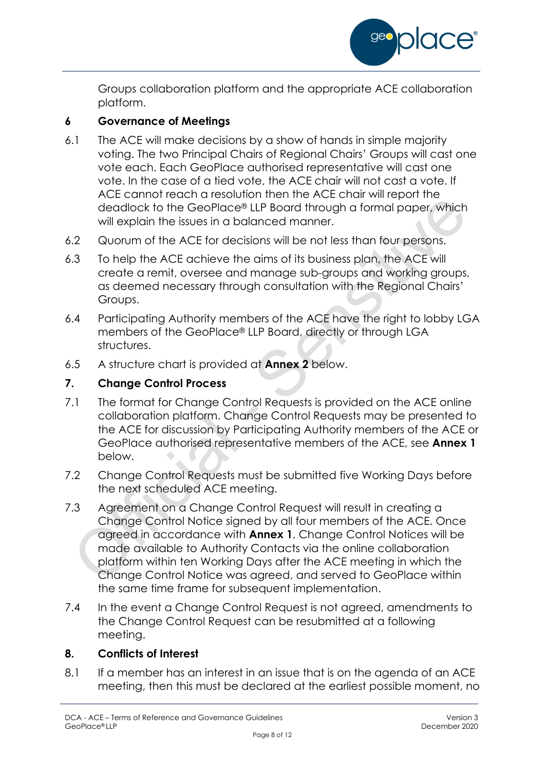Groups collaboration platform and the appropriate ACE collaboration platform.

## 6 Governance of Meetings

6.1 The ACE will make decisions by a show of hands in simple majority voting. The two Principal Chairs of Regional Chairs' Groups will cast one vote each. Each GeoPlace authorised representative will cast one vote. In the case of a tied vote, the ACE chair will not cast a vote. If ACE cannot reach a resolution then the ACE chair will report the deadlock to the GeoPlace® LLP Board through a formal paper, which will explain the issues in a balanced manner.

6.2 Quorum of the ACE for decisions will be not less than four persons.

6.3 To help the ACE achieve the aims of its business plan, the ACE will create a remit, oversee and manage sub-groups and working groups, as deemed necessary through consultation with the Regional Chairs' Groups.

6.4 Participating Authority members of the ACE have the right to lobby LGA members of the GeoPlace® LLP Board, directly or through LGA structures.

6.5 A structure chart is provided at **Annex 2** below.

## 7. Change Control Process

7.1 The format for Change Control Requests is provided on the ACE online collaboration platform. Change Control Requests may be presented to the ACE for discussion by Participating Authority members of the ACE or GeoPlace authorised representative members of the ACE, see **Annex 1** below.

7.2 Change Control Requests must be submitted five Working Days before the next scheduled ACE meeting.

7.3 Agreement on a Change Control Request will result in creating a Change Control Notice signed by all four members of the ACE. Once agreed in accordance with **Annex 1**, Change Control Notices will be made available to Authority Contacts via the online collaboration platform within ten Working Days after the ACE meeting in which the Change Control Notice was agreed, and served to GeoPlace within the same time frame for subsequent implementation.

7.4 In the event a Change Control Request is not agreed, amendments to the Change Control Request can be resubmitted at a following meeting.

## 8. Conflicts of Interest

8.1 If a member has an interest in an issue that is on the agenda of an ACE meeting, then this must be declared at the earliest possible moment, no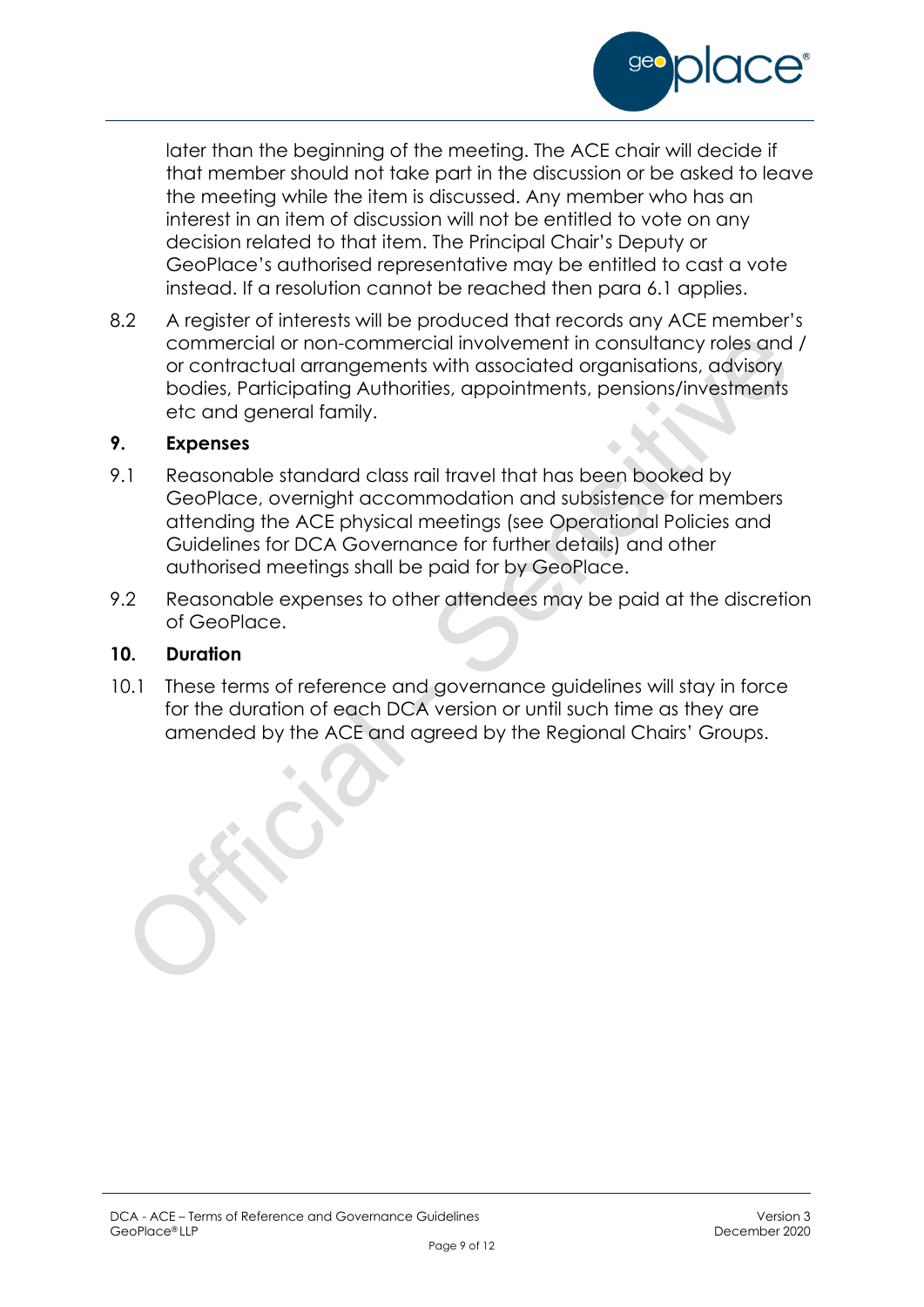later than the beginning of the meeting. The ACE chair will decide if that member should not take part in the discussion or be asked to leave the meeting while the item is discussed. Any member who has an interest in an item of discussion will not be entitled to vote on any decision related to that item. The Principal Chair's Deputy or GeoPlace's authorised representative may be entitled to cast a vote instead. If a resolution cannot be reached then para 6.1 applies.

8.2 A register of interests will be produced that records any ACE member's commercial or non-commercial involvement in consultancy roles and / or contractual arrangements with associated organisations, advisory bodies, Participating Authorities, appointments, pensions/investments etc and general family.

## 9. Expenses

9.1 Reasonable standard class rail travel that has been booked by GeoPlace, overnight accommodation and subsistence for members attending the ACE physical meetings (see Operational Policies and Guidelines for DCA Governance for further details) and other authorised meetings shall be paid for by GeoPlace.

9.2 Reasonable expenses to other attendees may be paid at the discretion of GeoPlace.

## 10. Duration

10.1 These terms of reference and governance guidelines will stay in force for the duration of each DCA version or until such time as they are amended by the ACE and agreed by the Regional Chairs' Groups.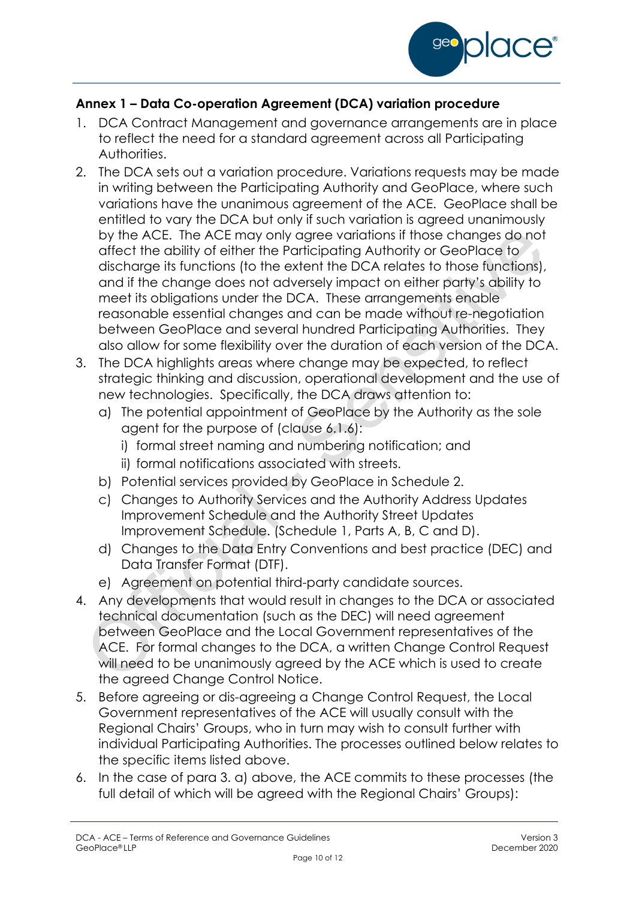## Annex 1 – Data Co-operation Agreement (DCA) variation procedure

1. DCA Contract Management and governance arrangements are in place to reflect the need for a standard agreement across all Participating Authorities.
2. The DCA sets out a variation procedure. Variations requests may be made in writing between the Participating Authority and GeoPlace, where such variations have the unanimous agreement of the ACE. GeoPlace shall be entitled to vary the DCA but only if such variation is agreed unanimously by the ACE. The ACE may only agree variations if those changes do not affect the ability of either the Participating Authority or GeoPlace to discharge its functions (to the extent the DCA relates to those functions), and if the change does not adversely impact on either party's ability to meet its obligations under the DCA. These arrangements enable reasonable essential changes and can be made without re-negotiation between GeoPlace and several hundred Participating Authorities. They also allow for some flexibility over the duration of each version of the DCA.
3. The DCA highlights areas where change may be expected, to reflect strategic thinking and discussion, operational development and the use of new technologies. Specifically, the DCA draws attention to:
   a) The potential appointment of GeoPlace by the Authority as the sole agent for the purpose of (clause 6.1.6):
      i) formal street naming and numbering notification; and
      ii) formal notifications associated with streets.
   b) Potential services provided by GeoPlace in Schedule 2.
   c) Changes to Authority Services and the Authority Address Updates Improvement Schedule and the Authority Street Updates Improvement Schedule. (Schedule 1, Parts A, B, C and D).
   d) Changes to the Data Entry Conventions and best practice (DEC) and Data Transfer Format (DTF).
   e) Agreement on potential third-party candidate sources.
4. Any developments that would result in changes to the DCA or associated technical documentation (such as the DEC) will need agreement between GeoPlace and the Local Government representatives of the ACE. For formal changes to the DCA, a written Change Control Request will need to be unanimously agreed by the ACE which is used to create the agreed Change Control Notice.
5. Before agreeing or dis-agreeing a Change Control Request, the Local Government representatives of the ACE will usually consult with the Regional Chairs' Groups, who in turn may wish to consult further with individual Participating Authorities. The processes outlined below relates to the specific items listed above.
6. In the case of para 3. a) above, the ACE commits to these processes (the full detail of which will be agreed with the Regional Chairs' Groups):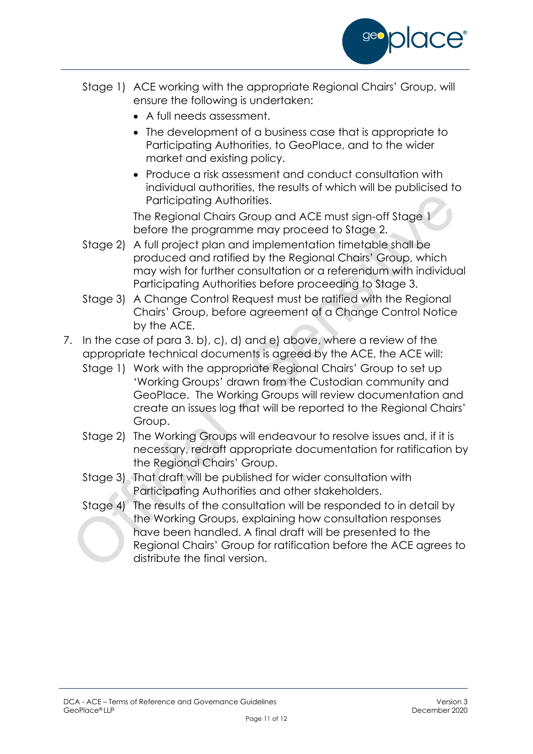Stage 1) ACE working with the appropriate Regional Chairs' Group, will ensure the following is undertaken:

- A full needs assessment.
- The development of a business case that is appropriate to Participating Authorities, to GeoPlace, and to the wider market and existing policy.
- Produce a risk assessment and conduct consultation with individual authorities, the results of which will be publicised to Participating Authorities.

The Regional Chairs Group and ACE must sign-off Stage 1 before the programme may proceed to Stage 2.

Stage 2) A full project plan and implementation timetable shall be produced and ratified by the Regional Chairs' Group, which may wish for further consultation or a referendum with individual Participating Authorities before proceeding to Stage 3.

Stage 3) A Change Control Request must be ratified with the Regional Chairs' Group, before agreement of a Change Control Notice by the ACE.

7. In the case of para 3. b), c), d) and e) above, where a review of the appropriate technical documents is agreed by the ACE, the ACE will:

Stage 1) Work with the appropriate Regional Chairs' Group to set up 'Working Groups' drawn from the Custodian community and GeoPlace. The Working Groups will review documentation and create an issues log that will be reported to the Regional Chairs' Group.

Stage 2) The Working Groups will endeavour to resolve issues and, if it is necessary, redraft appropriate documentation for ratification by the Regional Chairs' Group.

Stage 3) That draft will be published for wider consultation with Participating Authorities and other stakeholders.

Stage 4) The results of the consultation will be responded to in detail by the Working Groups, explaining how consultation responses have been handled. A final draft will be presented to the Regional Chairs' Group for ratification before the ACE agrees to distribute the final version.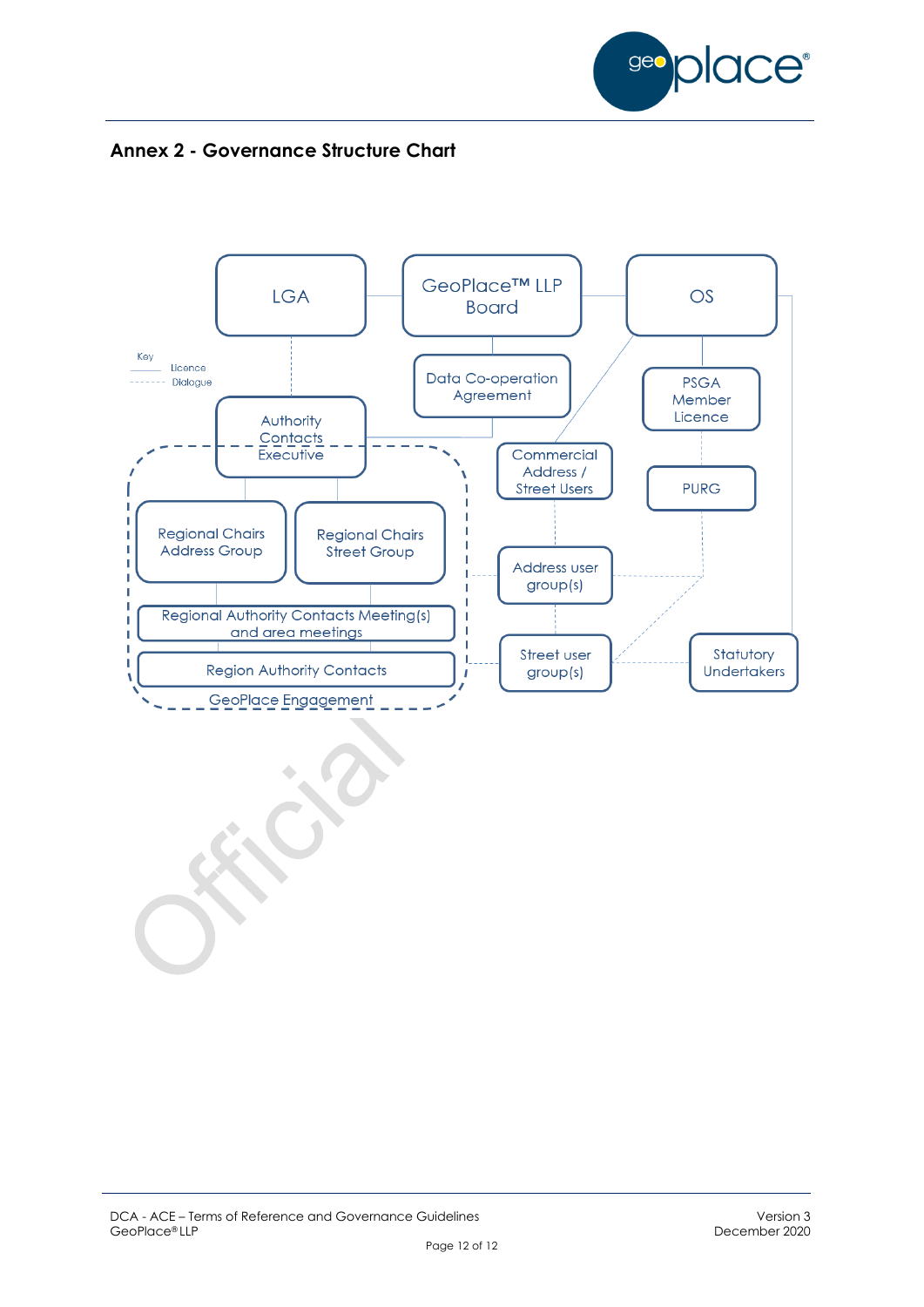## Annex 2 - Governance Structure Chart

LGA

GeoPlace™ LLP Board

OS

Key

Licence

Dialogue

Data Co-operation Agreement

PSGA Member Licence

Authority Contacts Executive

Commercial Address / Street Users

PURG

Regional Chairs Address Group

Regional Chairs Street Group

Address user group(s)

Regional Authority Contacts Meeting(s) and area meetings

Region Authority Contacts

Street user group(s)

Statutory Undertakers

GeoPlace Engagement

Official